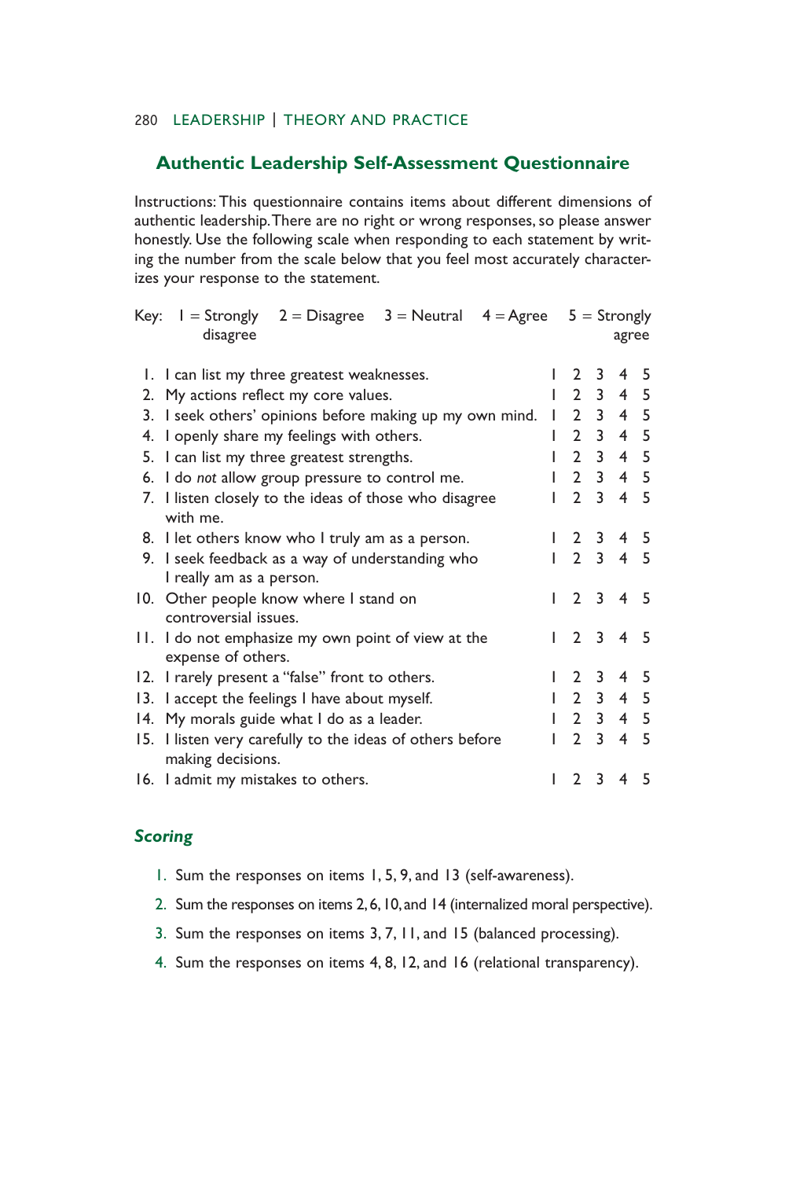## Authentic Leadership Self-Assessment Questionnaire

Instructions: This questionnaire contains items about different dimensions of authentic leadership. There are no right or wrong responses, so please answer honestly. Use the following scale when responding to each statement by writing the number from the scale below that you feel most accurately characterizes your response to the statement.

Key: 1 = Strongly disagree 2 = Disagree 3 = Neutral 4 = Agree 5 = Strongly agree

| | | | | | | |
|---|---|---|---|---|---|---|
| 1. | I can list my three greatest weaknesses. | 1 | 2 | 3 | 4 | 5 |
| 2. | My actions reflect my core values. | 1 | 2 | 3 | 4 | 5 |
| 3. | I seek others' opinions before making up my own mind. | 1 | 2 | 3 | 4 | 5 |
| 4. | I openly share my feelings with others. | 1 | 2 | 3 | 4 | 5 |
| 5. | I can list my three greatest strengths. | 1 | 2 | 3 | 4 | 5 |
| 6. | I do *not* allow group pressure to control me. | 1 | 2 | 3 | 4 | 5 |
| 7. | I listen closely to the ideas of those who disagree with me. | 1 | 2 | 3 | 4 | 5 |
| 8. | I let others know who I truly am as a person. | 1 | 2 | 3 | 4 | 5 |
| 9. | I seek feedback as a way of understanding who I really am as a person. | 1 | 2 | 3 | 4 | 5 |
| 10. | Other people know where I stand on controversial issues. | 1 | 2 | 3 | 4 | 5 |
| 11. | I do not emphasize my own point of view at the expense of others. | 1 | 2 | 3 | 4 | 5 |
| 12. | I rarely present a "false" front to others. | 1 | 2 | 3 | 4 | 5 |
| 13. | I accept the feelings I have about myself. | 1 | 2 | 3 | 4 | 5 |
| 14. | My morals guide what I do as a leader. | 1 | 2 | 3 | 4 | 5 |
| 15. | I listen very carefully to the ideas of others before making decisions. | 1 | 2 | 3 | 4 | 5 |
| 16. | I admit my mistakes to others. | 1 | 2 | 3 | 4 | 5 |

### *Scoring*

1. Sum the responses on items 1, 5, 9, and 13 (self-awareness).
2. Sum the responses on items 2, 6, 10, and 14 (internalized moral perspective).
3. Sum the responses on items 3, 7, 11, and 15 (balanced processing).
4. Sum the responses on items 4, 8, 12, and 16 (relational transparency).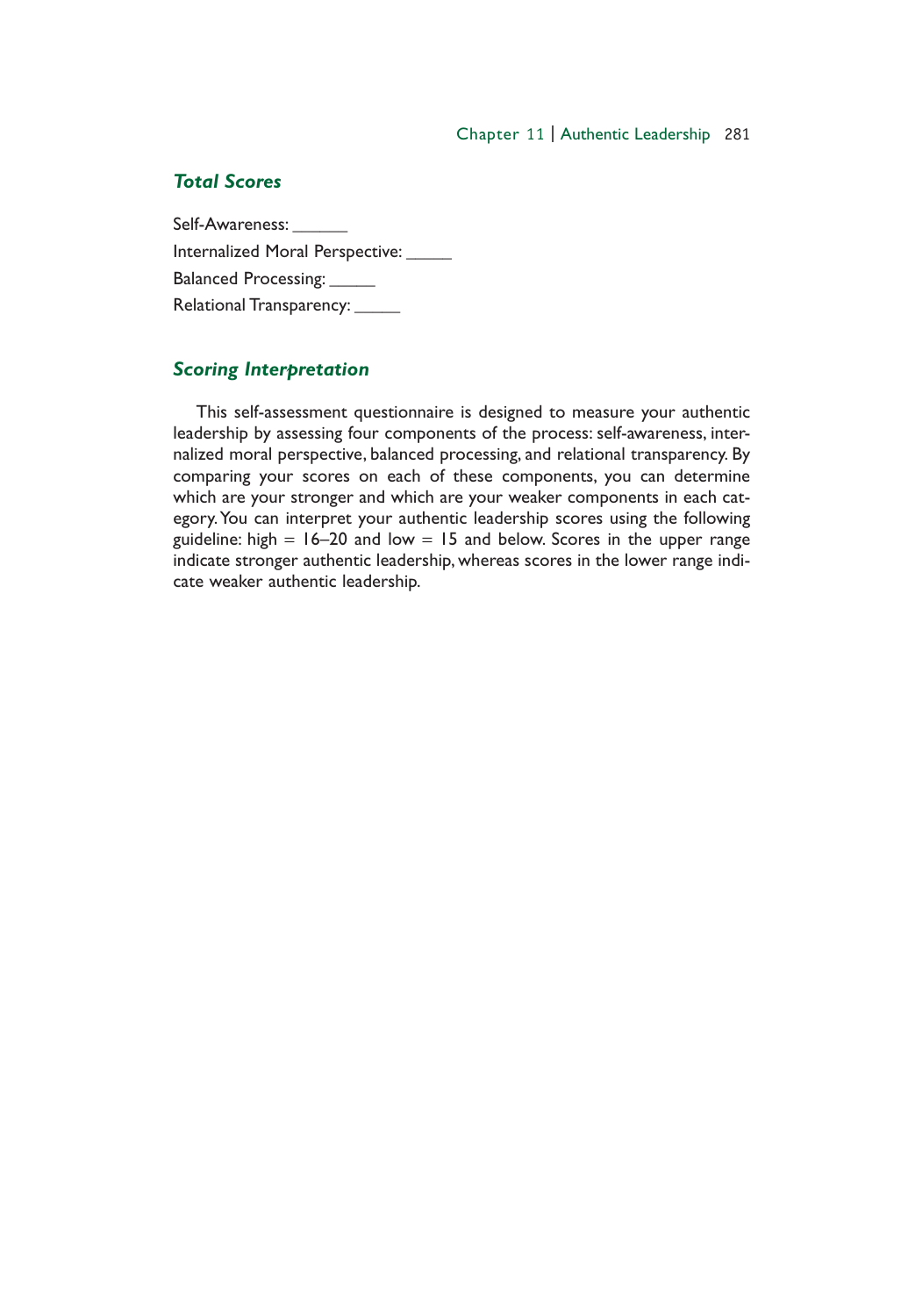### *Total Scores*

Self-Awareness: ______

Internalized Moral Perspective: _____

Balanced Processing: _____

Relational Transparency: _____

### *Scoring Interpretation*

This self-assessment questionnaire is designed to measure your authentic leadership by assessing four components of the process: self-awareness, internalized moral perspective, balanced processing, and relational transparency. By comparing your scores on each of these components, you can determine which are your stronger and which are your weaker components in each category. You can interpret your authentic leadership scores using the following guideline: high = 16–20 and low = 15 and below. Scores in the upper range indicate stronger authentic leadership, whereas scores in the lower range indicate weaker authentic leadership.